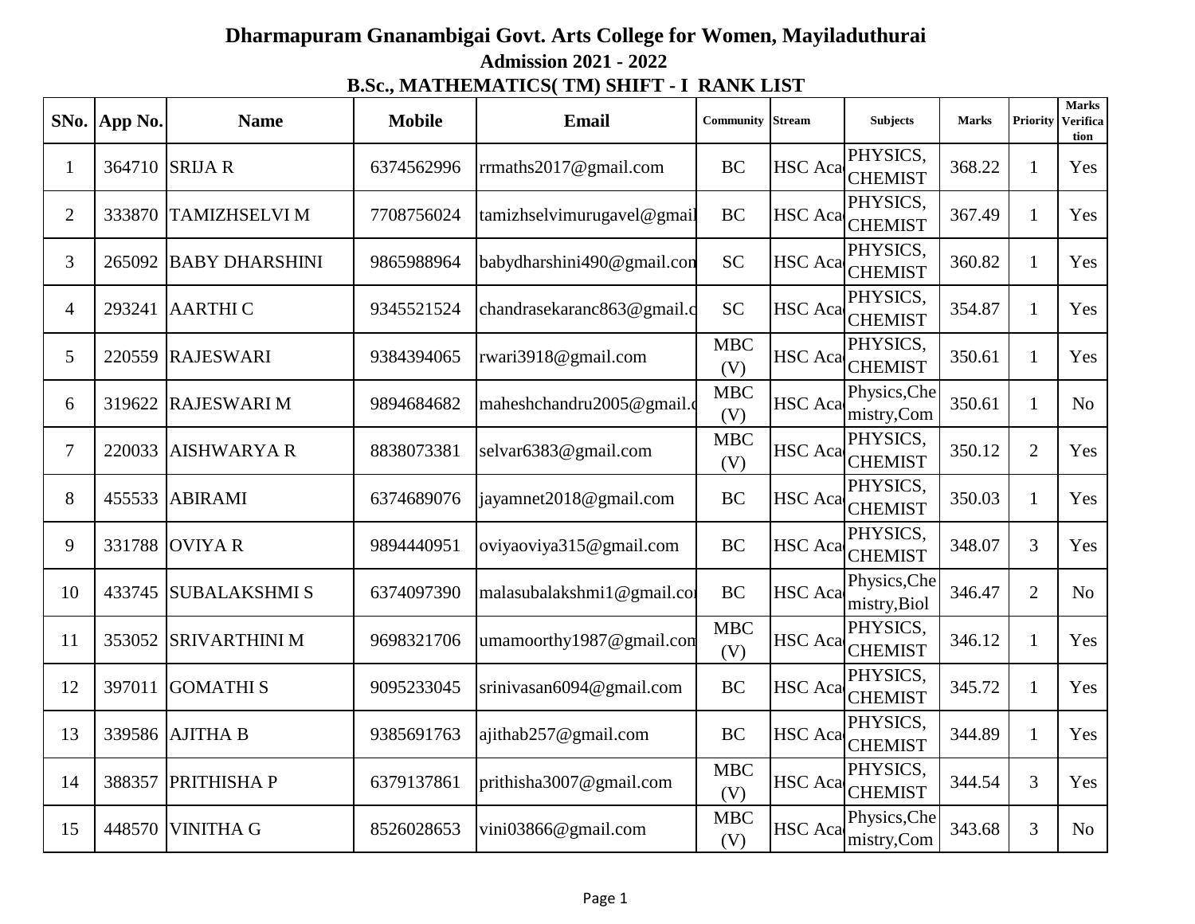# Dharmapuram Gnanambigai Govt. Arts College for Women, Mayiladuthurai

## Admission 2021 - 2022

### B.Sc., MATHEMATICS( TM) SHIFT - I RANK LIST

| SNo. | App No. | Name | Mobile | Email | Community | Stream | Subjects | Marks | Priority | Marks Verification |
|---|---|---|---|---|---|---|---|---|---|---|
| 1 | 364710 | SRIJA R | 6374562996 | rrmaths2017@gmail.com | BC | HSC Aca | PHYSICS, CHEMIST | 368.22 | 1 | Yes |
| 2 | 333870 | TAMIZHSELVI M | 7708756024 | tamizhselvimurugavel@gmail | BC | HSC Aca | PHYSICS, CHEMIST | 367.49 | 1 | Yes |
| 3 | 265092 | BABY DHARSHINI | 9865988964 | babydharshini490@gmail.con | SC | HSC Aca | PHYSICS, CHEMIST | 360.82 | 1 | Yes |
| 4 | 293241 | AARTHI C | 9345521524 | chandrasekaranc863@gmail.c | SC | HSC Aca | PHYSICS, CHEMIST | 354.87 | 1 | Yes |
| 5 | 220559 | RAJESWARI | 9384394065 | rwari3918@gmail.com | MBC (V) | HSC Aca | PHYSICS, CHEMIST | 350.61 | 1 | Yes |
| 6 | 319622 | RAJESWARI M | 9894684682 | maheshchandru2005@gmail.c | MBC (V) | HSC Aca | Physics,Chemistry,Com | 350.61 | 1 | No |
| 7 | 220033 | AISHWARYA R | 8838073381 | selvar6383@gmail.com | MBC (V) | HSC Aca | PHYSICS, CHEMIST | 350.12 | 2 | Yes |
| 8 | 455533 | ABIRAMI | 6374689076 | jayamnet2018@gmail.com | BC | HSC Aca | PHYSICS, CHEMIST | 350.03 | 1 | Yes |
| 9 | 331788 | OVIYA R | 9894440951 | oviyaoviya315@gmail.com | BC | HSC Aca | PHYSICS, CHEMIST | 348.07 | 3 | Yes |
| 10 | 433745 | SUBALAKSHMI S | 6374097390 | malasubalakshmi1@gmail.coi | BC | HSC Aca | Physics,Chemistry,Biol | 346.47 | 2 | No |
| 11 | 353052 | SRIVARTHINI M | 9698321706 | umamoorthy1987@gmail.com | MBC (V) | HSC Aca | PHYSICS, CHEMIST | 346.12 | 1 | Yes |
| 12 | 397011 | GOMATHI S | 9095233045 | srinivasan6094@gmail.com | BC | HSC Aca | PHYSICS, CHEMIST | 345.72 | 1 | Yes |
| 13 | 339586 | AJITHA B | 9385691763 | ajithab257@gmail.com | BC | HSC Aca | PHYSICS, CHEMIST | 344.89 | 1 | Yes |
| 14 | 388357 | PRITHISHA P | 6379137861 | prithisha3007@gmail.com | MBC (V) | HSC Aca | PHYSICS, CHEMIST | 344.54 | 3 | Yes |
| 15 | 448570 | VINITHA G | 8526028653 | vini03866@gmail.com | MBC (V) | HSC Aca | Physics,Chemistry,Com | 343.68 | 3 | No |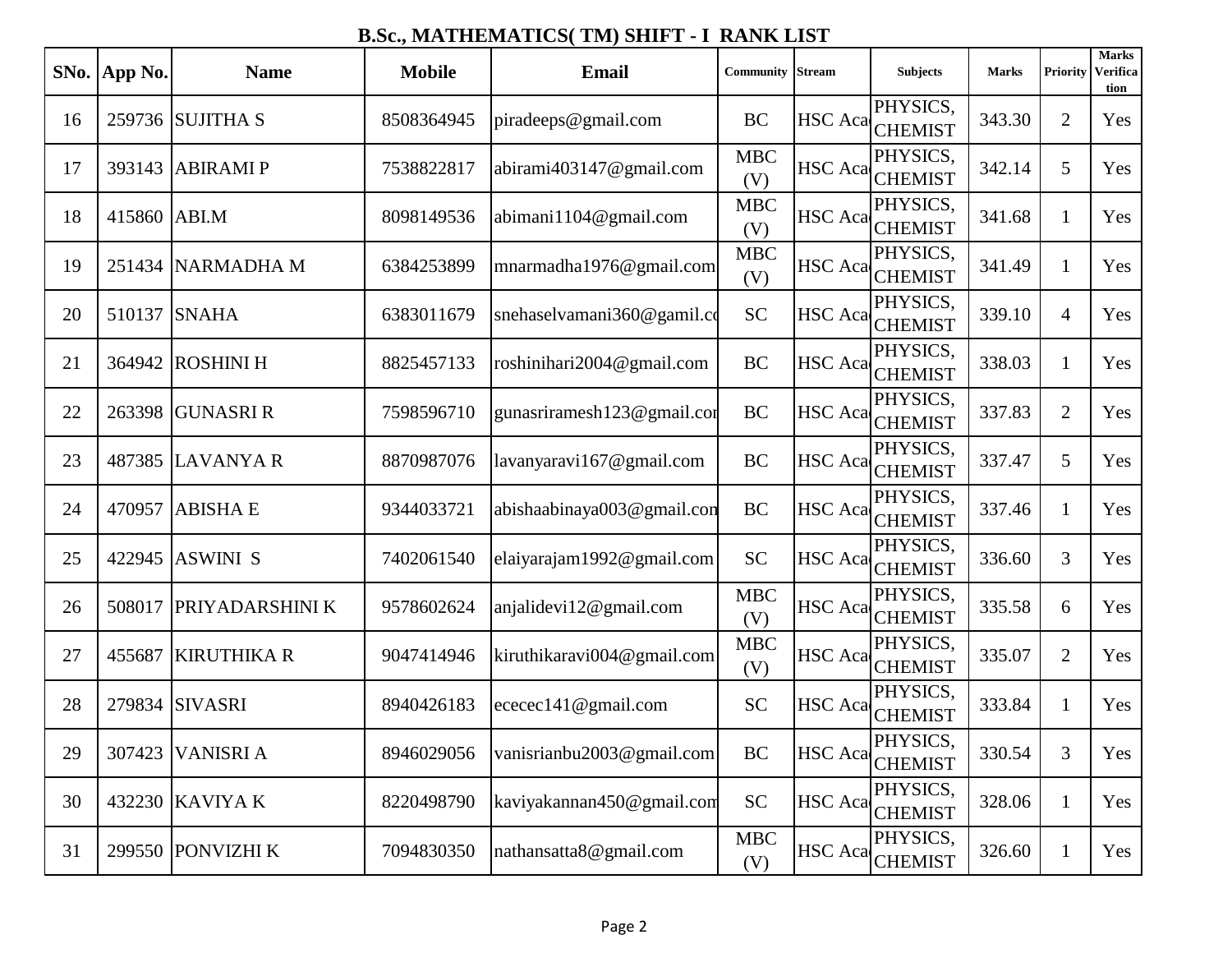# B.Sc., MATHEMATICS( TM) SHIFT - I RANK LIST

| SNo. | App No. | Name | Mobile | Email | Community | Stream | Subjects | Marks | Priority | Marks Verification |
|---|---|---|---|---|---|---|---|---|---|---|
| 16 | 259736 | SUJITHA S | 8508364945 | piradeeps@gmail.com | BC | HSC Aca | PHYSICS, CHEMIST | 343.30 | 2 | Yes |
| 17 | 393143 | ABIRAMI P | 7538822817 | abirami403147@gmail.com | MBC (V) | HSC Aca | PHYSICS, CHEMIST | 342.14 | 5 | Yes |
| 18 | 415860 | ABI.M | 8098149536 | abimani1104@gmail.com | MBC (V) | HSC Aca | PHYSICS, CHEMIST | 341.68 | 1 | Yes |
| 19 | 251434 | NARMADHA M | 6384253899 | mnarmadha1976@gmail.com | MBC (V) | HSC Aca | PHYSICS, CHEMIST | 341.49 | 1 | Yes |
| 20 | 510137 | SNAHA | 6383011679 | snehaselvamani360@gamil.co | SC | HSC Aca | PHYSICS, CHEMIST | 339.10 | 4 | Yes |
| 21 | 364942 | ROSHINI H | 8825457133 | roshinihari2004@gmail.com | BC | HSC Aca | PHYSICS, CHEMIST | 338.03 | 1 | Yes |
| 22 | 263398 | GUNASRI R | 7598596710 | gunasriramesh123@gmail.cor | BC | HSC Aca | PHYSICS, CHEMIST | 337.83 | 2 | Yes |
| 23 | 487385 | LAVANYA R | 8870987076 | lavanyaravi167@gmail.com | BC | HSC Aca | PHYSICS, CHEMIST | 337.47 | 5 | Yes |
| 24 | 470957 | ABISHA E | 9344033721 | abishaabinaya003@gmail.con | BC | HSC Aca | PHYSICS, CHEMIST | 337.46 | 1 | Yes |
| 25 | 422945 | ASWINI S | 7402061540 | elaiyarajam1992@gmail.com | SC | HSC Aca | PHYSICS, CHEMIST | 336.60 | 3 | Yes |
| 26 | 508017 | PRIYADARSHINI K | 9578602624 | anjalidevi12@gmail.com | MBC (V) | HSC Aca | PHYSICS, CHEMIST | 335.58 | 6 | Yes |
| 27 | 455687 | KIRUTHIKA R | 9047414946 | kiruthikaravi004@gmail.com | MBC (V) | HSC Aca | PHYSICS, CHEMIST | 335.07 | 2 | Yes |
| 28 | 279834 | SIVASRI | 8940426183 | ececec141@gmail.com | SC | HSC Aca | PHYSICS, CHEMIST | 333.84 | 1 | Yes |
| 29 | 307423 | VANISRI A | 8946029056 | vanisrianbu2003@gmail.com | BC | HSC Aca | PHYSICS, CHEMIST | 330.54 | 3 | Yes |
| 30 | 432230 | KAVIYA K | 8220498790 | kaviyakannan450@gmail.com | SC | HSC Aca | PHYSICS, CHEMIST | 328.06 | 1 | Yes |
| 31 | 299550 | PONVIZHI K | 7094830350 | nathansatta8@gmail.com | MBC (V) | HSC Aca | PHYSICS, CHEMIST | 326.60 | 1 | Yes |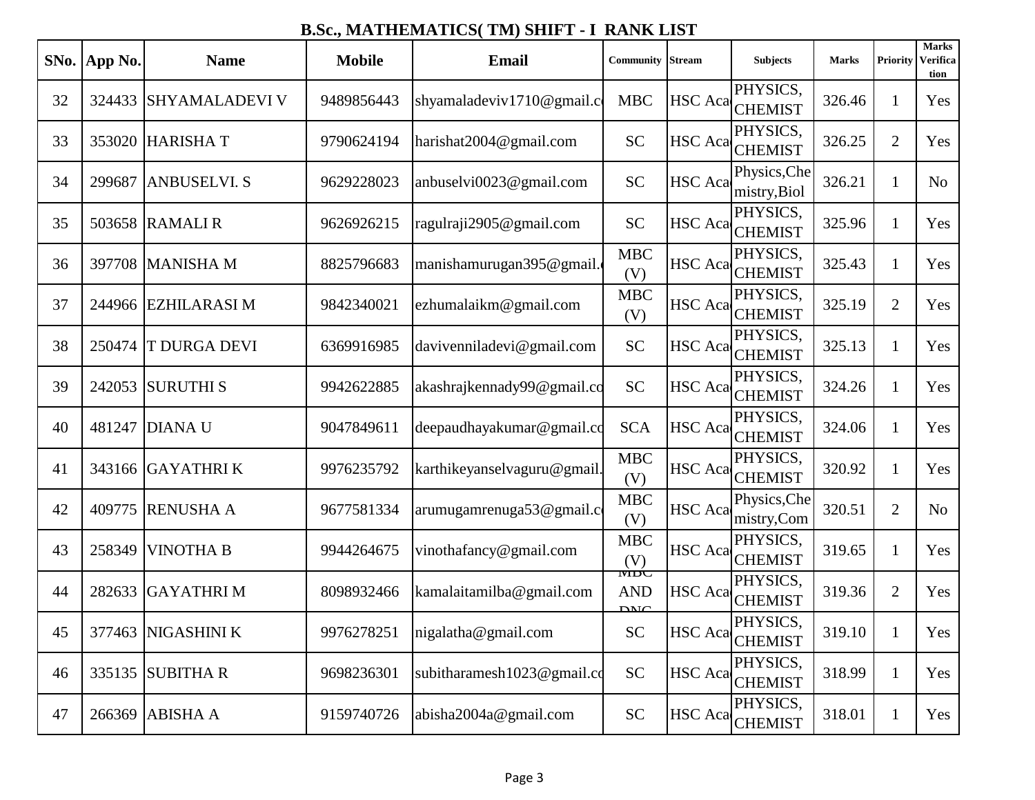# B.Sc., MATHEMATICS( TM) SHIFT - I RANK LIST

| SNo. | App No. | Name | Mobile | Email | Community | Stream | Subjects | Marks | Priority | Marks Verification |
|---|---|---|---|---|---|---|---|---|---|---|
| 32 | 324433 | SHYAMALADEVI V | 9489856443 | shyamaladeviv1710@gmail.c | MBC | HSC Aca | PHYSICS, CHEMIST | 326.46 | 1 | Yes |
| 33 | 353020 | HARISHA T | 9790624194 | harishat2004@gmail.com | SC | HSC Aca | PHYSICS, CHEMIST | 326.25 | 2 | Yes |
| 34 | 299687 | ANBUSELVI. S | 9629228023 | anbuselvi0023@gmail.com | SC | HSC Aca | Physics,Chemistry,Biol | 326.21 | 1 | No |
| 35 | 503658 | RAMALI R | 9626926215 | ragulraji2905@gmail.com | SC | HSC Aca | PHYSICS, CHEMIST | 325.96 | 1 | Yes |
| 36 | 397708 | MANISHA M | 8825796683 | manishamurugan395@gmail. | MBC (V) | HSC Aca | PHYSICS, CHEMIST | 325.43 | 1 | Yes |
| 37 | 244966 | EZHILARASI M | 9842340021 | ezhumalaikm@gmail.com | MBC (V) | HSC Aca | PHYSICS, CHEMIST | 325.19 | 2 | Yes |
| 38 | 250474 | T DURGA DEVI | 6369916985 | davivenniladevi@gmail.com | SC | HSC Aca | PHYSICS, CHEMIST | 325.13 | 1 | Yes |
| 39 | 242053 | SURUTHI S | 9942622885 | akashrajkennady99@gmail.co | SC | HSC Aca | PHYSICS, CHEMIST | 324.26 | 1 | Yes |
| 40 | 481247 | DIANA U | 9047849611 | deepaudhayakumar@gmail.co | SCA | HSC Aca | PHYSICS, CHEMIST | 324.06 | 1 | Yes |
| 41 | 343166 | GAYATHRI K | 9976235792 | karthikeyanselvaguru@gmail. | MBC (V) | HSC Aca | PHYSICS, CHEMIST | 320.92 | 1 | Yes |
| 42 | 409775 | RENUSHA A | 9677581334 | arumugamrenuga53@gmail.c | MBC (V) | HSC Aca | Physics,Chemistry,Com | 320.51 | 2 | No |
| 43 | 258349 | VINOTHA B | 9944264675 | vinothafancy@gmail.com | MBC (V) | HSC Aca | PHYSICS, CHEMIST | 319.65 | 1 | Yes |
| 44 | 282633 | GAYATHRI M | 8098932466 | kamalaitamilba@gmail.com | MBC AND DNC | HSC Aca | PHYSICS, CHEMIST | 319.36 | 2 | Yes |
| 45 | 377463 | NIGASHINI K | 9976278251 | nigalatha@gmail.com | SC | HSC Aca | PHYSICS, CHEMIST | 319.10 | 1 | Yes |
| 46 | 335135 | SUBITHA R | 9698236301 | subitharamesh1023@gmail.co | SC | HSC Aca | PHYSICS, CHEMIST | 318.99 | 1 | Yes |
| 47 | 266369 | ABISHA A | 9159740726 | abisha2004a@gmail.com | SC | HSC Aca | PHYSICS, CHEMIST | 318.01 | 1 | Yes |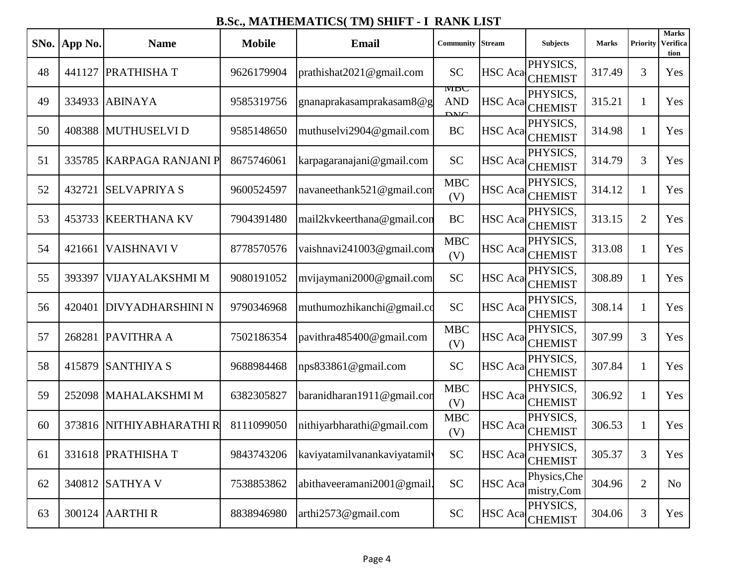## B.Sc., MATHEMATICS( TM) SHIFT - I RANK LIST

| SNo. | App No. | Name | Mobile | Email | Community | Stream | Subjects | Marks | Priority | Marks Verification |
|---|---|---|---|---|---|---|---|---|---|---|
| 48 | 441127 | PRATHISHA T | 9626179904 | prathishat2021@gmail.com | SC | HSC Aca | PHYSICS, CHEMIST | 317.49 | 3 | Yes |
| 49 | 334933 | ABINAYA | 9585319756 | gnanaprakasamprakasam8@g | MBC AND DNC | HSC Aca | PHYSICS, CHEMIST | 315.21 | 1 | Yes |
| 50 | 408388 | MUTHUSELVI D | 9585148650 | muthuselvi2904@gmail.com | BC | HSC Aca | PHYSICS, CHEMIST | 314.98 | 1 | Yes |
| 51 | 335785 | KARPAGA RANJANI P | 8675746061 | karpagaranajani@gmail.com | SC | HSC Aca | PHYSICS, CHEMIST | 314.79 | 3 | Yes |
| 52 | 432721 | SELVAPRIYA S | 9600524597 | navaneethank521@gmail.com | MBC (V) | HSC Aca | PHYSICS, CHEMIST | 314.12 | 1 | Yes |
| 53 | 453733 | KEERTHANA KV | 7904391480 | mail2kvkeerthana@gmail.com | BC | HSC Aca | PHYSICS, CHEMIST | 313.15 | 2 | Yes |
| 54 | 421661 | VAISHNAVI V | 8778570576 | vaishnavi241003@gmail.com | MBC (V) | HSC Aca | PHYSICS, CHEMIST | 313.08 | 1 | Yes |
| 55 | 393397 | VIJAYALAKSHMI M | 9080191052 | mvijaymani2000@gmail.com | SC | HSC Aca | PHYSICS, CHEMIST | 308.89 | 1 | Yes |
| 56 | 420401 | DIVYADHARSHINI N | 9790346968 | muthumozhikanchi@gmail.co | SC | HSC Aca | PHYSICS, CHEMIST | 308.14 | 1 | Yes |
| 57 | 268281 | PAVITHRA A | 7502186354 | pavithra485400@gmail.com | MBC (V) | HSC Aca | PHYSICS, CHEMIST | 307.99 | 3 | Yes |
| 58 | 415879 | SANTHIYA S | 9688984468 | nps833861@gmail.com | SC | HSC Aca | PHYSICS, CHEMIST | 307.84 | 1 | Yes |
| 59 | 252098 | MAHALAKSHMI M | 6382305827 | baranidharan1911@gmail.com | MBC (V) | HSC Aca | PHYSICS, CHEMIST | 306.92 | 1 | Yes |
| 60 | 373816 | NITHIYABHARATHI R | 8111099050 | nithiyarbharathi@gmail.com | MBC (V) | HSC Aca | PHYSICS, CHEMIST | 306.53 | 1 | Yes |
| 61 | 331618 | PRATHISHA T | 9843743206 | kaviyatamilvanankaviyatamilv | SC | HSC Aca | PHYSICS, CHEMIST | 305.37 | 3 | Yes |
| 62 | 340812 | SATHYA V | 7538853862 | abithaveeramani2001@gmail. | SC | HSC Aca | Physics,Chemistry,Com | 304.96 | 2 | No |
| 63 | 300124 | AARTHI R | 8838946980 | arthi2573@gmail.com | SC | HSC Aca | PHYSICS, CHEMIST | 304.06 | 3 | Yes |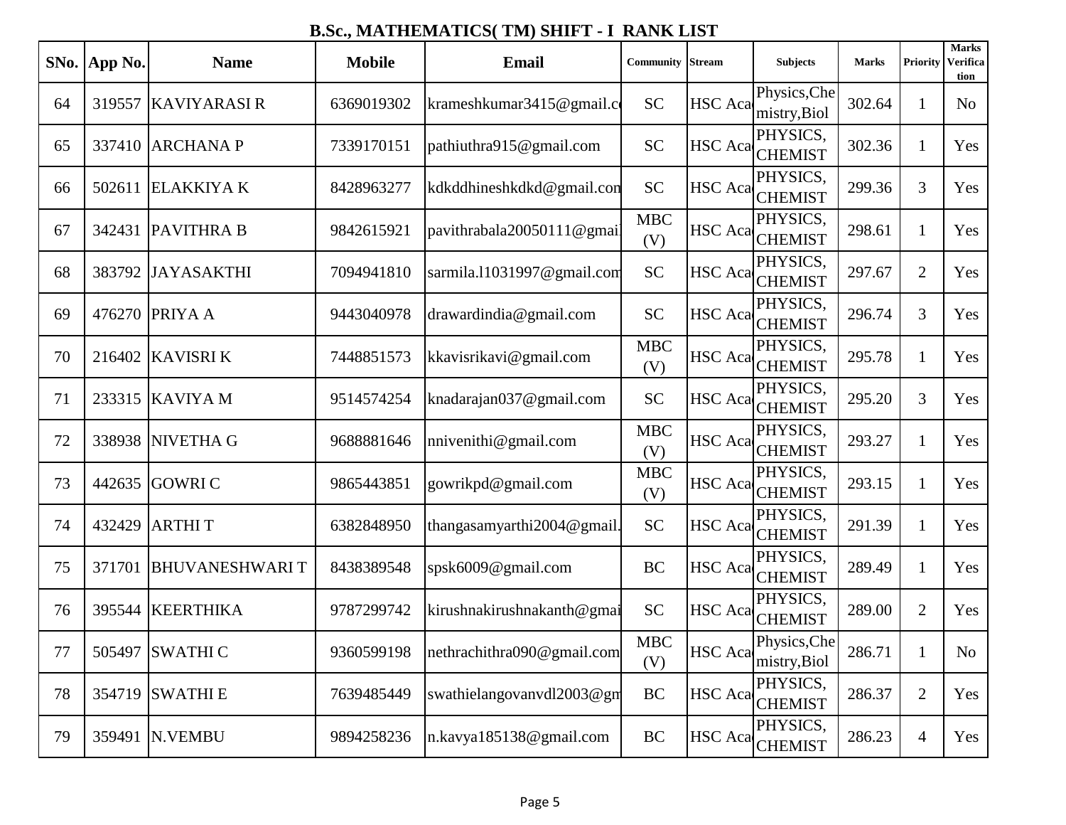## B.Sc., MATHEMATICS( TM) SHIFT - I RANK LIST

| SNo. | App No. | Name | Mobile | Email | Community | Stream | Subjects | Marks | Priority | Marks Verification |
|---|---|---|---|---|---|---|---|---|---|---|
| 64 | 319557 | KAVIYARASI R | 6369019302 | krameshkumar3415@gmail.c | SC | HSC Aca | Physics,Chemistry,Biol | 302.64 | 1 | No |
| 65 | 337410 | ARCHANA P | 7339170151 | pathiuthra915@gmail.com | SC | HSC Aca | PHYSICS, CHEMIST | 302.36 | 1 | Yes |
| 66 | 502611 | ELAKKIYA K | 8428963277 | kdkddhineshkdkd@gmail.con | SC | HSC Aca | PHYSICS, CHEMIST | 299.36 | 3 | Yes |
| 67 | 342431 | PAVITHRA B | 9842615921 | pavithrabala20050111@gmail | MBC (V) | HSC Aca | PHYSICS, CHEMIST | 298.61 | 1 | Yes |
| 68 | 383792 | JAYASAKTHI | 7094941810 | sarmila.l1031997@gmail.com | SC | HSC Aca | PHYSICS, CHEMIST | 297.67 | 2 | Yes |
| 69 | 476270 | PRIYA A | 9443040978 | drawardindia@gmail.com | SC | HSC Aca | PHYSICS, CHEMIST | 296.74 | 3 | Yes |
| 70 | 216402 | KAVISRI K | 7448851573 | kkavisrikavi@gmail.com | MBC (V) | HSC Aca | PHYSICS, CHEMIST | 295.78 | 1 | Yes |
| 71 | 233315 | KAVIYA M | 9514574254 | knadarajan037@gmail.com | SC | HSC Aca | PHYSICS, CHEMIST | 295.20 | 3 | Yes |
| 72 | 338938 | NIVETHA G | 9688881646 | nnivenithi@gmail.com | MBC (V) | HSC Aca | PHYSICS, CHEMIST | 293.27 | 1 | Yes |
| 73 | 442635 | GOWRI C | 9865443851 | gowrikpd@gmail.com | MBC (V) | HSC Aca | PHYSICS, CHEMIST | 293.15 | 1 | Yes |
| 74 | 432429 | ARTHI T | 6382848950 | thangasamyarthi2004@gmail. | SC | HSC Aca | PHYSICS, CHEMIST | 291.39 | 1 | Yes |
| 75 | 371701 | BHUVANESHWARI T | 8438389548 | spsk6009@gmail.com | BC | HSC Aca | PHYSICS, CHEMIST | 289.49 | 1 | Yes |
| 76 | 395544 | KEERTHIKA | 9787299742 | kirushnakirushnakanth@gmai | SC | HSC Aca | PHYSICS, CHEMIST | 289.00 | 2 | Yes |
| 77 | 505497 | SWATHI C | 9360599198 | nethrachithra090@gmail.com | MBC (V) | HSC Aca | Physics,Chemistry,Biol | 286.71 | 1 | No |
| 78 | 354719 | SWATHI E | 7639485449 | swathielangovanvdl2003@gm | BC | HSC Aca | PHYSICS, CHEMIST | 286.37 | 2 | Yes |
| 79 | 359491 | N.VEMBU | 9894258236 | n.kavya185138@gmail.com | BC | HSC Aca | PHYSICS, CHEMIST | 286.23 | 4 | Yes |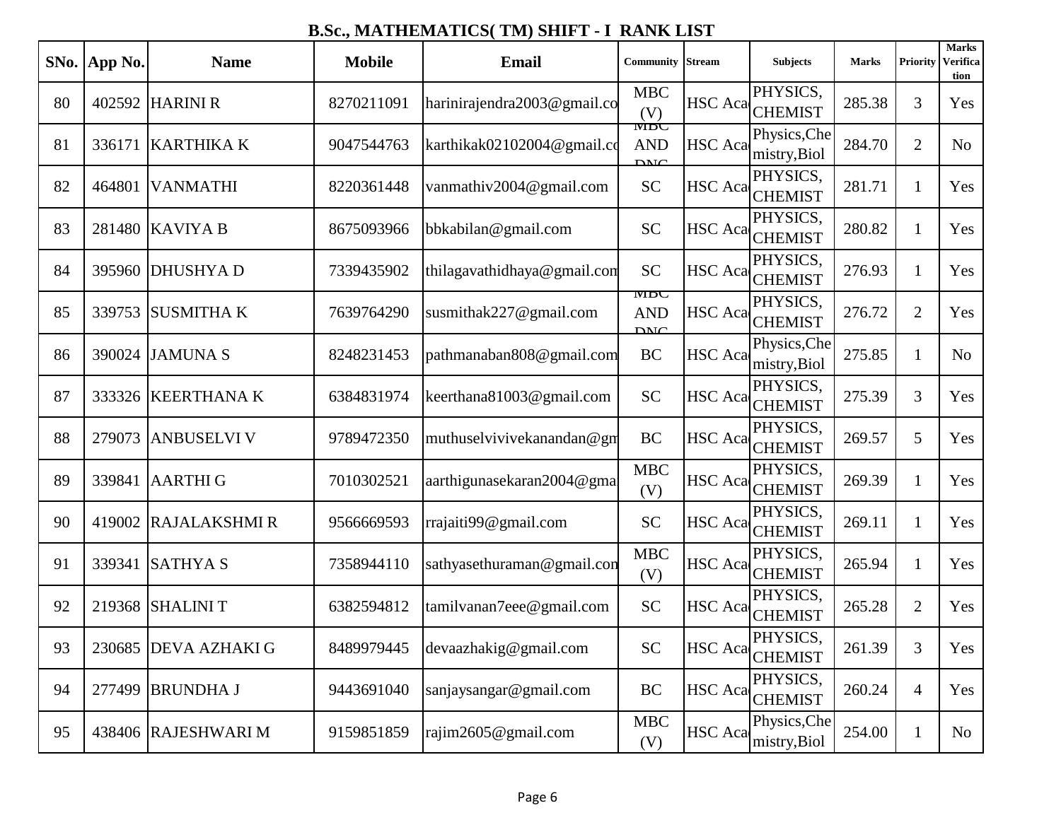## B.Sc., MATHEMATICS( TM) SHIFT - I RANK LIST

| SNo. | App No. | Name | Mobile | Email | Community | Stream | Subjects | Marks | Priority | Marks Verification |
|---|---|---|---|---|---|---|---|---|---|---|
| 80 | 402592 | HARINI R | 8270211091 | harinirajendra2003@gmail.co | MBC (V) | HSC Aca | PHYSICS, CHEMIST | 285.38 | 3 | Yes |
| 81 | 336171 | KARTHIKA K | 9047544763 | karthikak02102004@gmail.co | MBC AND DNC | HSC Aca | Physics,Chemistry,Biol | 284.70 | 2 | No |
| 82 | 464801 | VANMATHI | 8220361448 | vanmathiv2004@gmail.com | SC | HSC Aca | PHYSICS, CHEMIST | 281.71 | 1 | Yes |
| 83 | 281480 | KAVIYA B | 8675093966 | bbkabilan@gmail.com | SC | HSC Aca | PHYSICS, CHEMIST | 280.82 | 1 | Yes |
| 84 | 395960 | DHUSHYA D | 7339435902 | thilagavathidhaya@gmail.com | SC | HSC Aca | PHYSICS, CHEMIST | 276.93 | 1 | Yes |
| 85 | 339753 | SUSMITHA K | 7639764290 | susmithak227@gmail.com | MBC AND DNC | HSC Aca | PHYSICS, CHEMIST | 276.72 | 2 | Yes |
| 86 | 390024 | JAMUNA S | 8248231453 | pathmanaban808@gmail.com | BC | HSC Aca | Physics,Chemistry,Biol | 275.85 | 1 | No |
| 87 | 333326 | KEERTHANA K | 6384831974 | keerthana81003@gmail.com | SC | HSC Aca | PHYSICS, CHEMIST | 275.39 | 3 | Yes |
| 88 | 279073 | ANBUSELVI V | 9789472350 | muthuselvivivekanandan@gm | BC | HSC Aca | PHYSICS, CHEMIST | 269.57 | 5 | Yes |
| 89 | 339841 | AARTHI G | 7010302521 | aarthigunasekaran2004@gma | MBC (V) | HSC Aca | PHYSICS, CHEMIST | 269.39 | 1 | Yes |
| 90 | 419002 | RAJALAKSHMI R | 9566669593 | rrajaiti99@gmail.com | SC | HSC Aca | PHYSICS, CHEMIST | 269.11 | 1 | Yes |
| 91 | 339341 | SATHYA S | 7358944110 | sathyasethuraman@gmail.com | MBC (V) | HSC Aca | PHYSICS, CHEMIST | 265.94 | 1 | Yes |
| 92 | 219368 | SHALINI T | 6382594812 | tamilvanan7eee@gmail.com | SC | HSC Aca | PHYSICS, CHEMIST | 265.28 | 2 | Yes |
| 93 | 230685 | DEVA AZHAKI G | 8489979445 | devaazhakig@gmail.com | SC | HSC Aca | PHYSICS, CHEMIST | 261.39 | 3 | Yes |
| 94 | 277499 | BRUNDHA J | 9443691040 | sanjaysangar@gmail.com | BC | HSC Aca | PHYSICS, CHEMIST | 260.24 | 4 | Yes |
| 95 | 438406 | RAJESHWARI M | 9159851859 | rajim2605@gmail.com | MBC (V) | HSC Aca | Physics,Chemistry,Biol | 254.00 | 1 | No |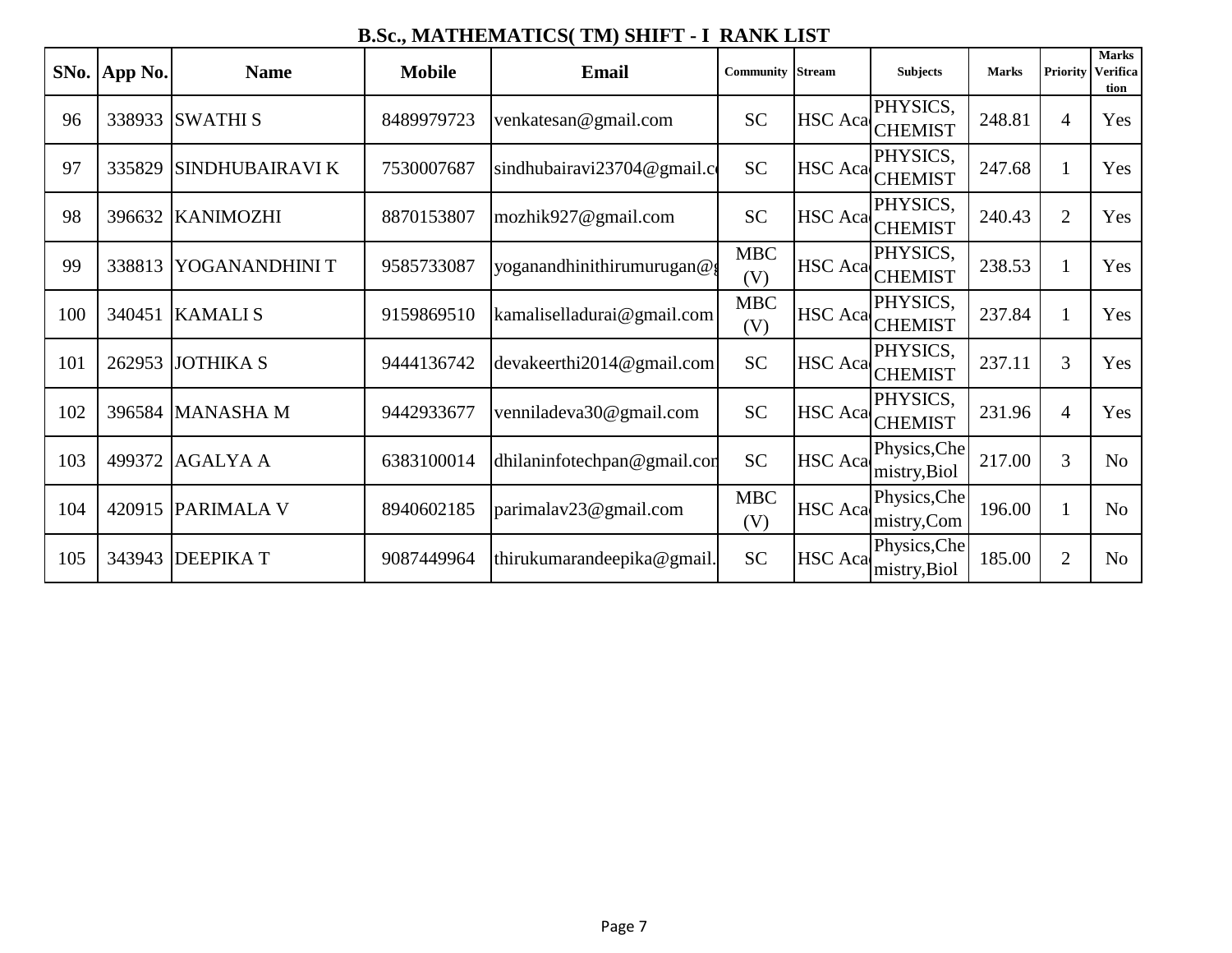## B.Sc., MATHEMATICS( TM) SHIFT - I RANK LIST

| SNo. | App No. | Name | Mobile | Email | Community | Stream | Subjects | Marks | Priority | Marks Verification |
|---|---|---|---|---|---|---|---|---|---|---|
| 96 | 338933 | SWATHI S | 8489979723 | venkatesan@gmail.com | SC | HSC Aca | PHYSICS, CHEMIST | 248.81 | 4 | Yes |
| 97 | 335829 | SINDHUBAIRAVI K | 7530007687 | sindhubairavi23704@gmail.c | SC | HSC Aca | PHYSICS, CHEMIST | 247.68 | 1 | Yes |
| 98 | 396632 | KANIMOZHI | 8870153807 | mozhik927@gmail.com | SC | HSC Aca | PHYSICS, CHEMIST | 240.43 | 2 | Yes |
| 99 | 338813 | YOGANANDHINI T | 9585733087 | yoganandhinithirumurugan@ | MBC (V) | HSC Aca | PHYSICS, CHEMIST | 238.53 | 1 | Yes |
| 100 | 340451 | KAMALI S | 9159869510 | kamaliselladurai@gmail.com | MBC (V) | HSC Aca | PHYSICS, CHEMIST | 237.84 | 1 | Yes |
| 101 | 262953 | JOTHIKA S | 9444136742 | devakeerthi2014@gmail.com | SC | HSC Aca | PHYSICS, CHEMIST | 237.11 | 3 | Yes |
| 102 | 396584 | MANASHA M | 9442933677 | venniladeva30@gmail.com | SC | HSC Aca | PHYSICS, CHEMIST | 231.96 | 4 | Yes |
| 103 | 499372 | AGALYA A | 6383100014 | dhilaninfotechpan@gmail.com | SC | HSC Aca | Physics,Chemistry,Biol | 217.00 | 3 | No |
| 104 | 420915 | PARIMALA V | 8940602185 | parimalav23@gmail.com | MBC (V) | HSC Aca | Physics,Chemistry,Com | 196.00 | 1 | No |
| 105 | 343943 | DEEPIKA T | 9087449964 | thirukumarandeepika@gmail. | SC | HSC Aca | Physics,Chemistry,Biol | 185.00 | 2 | No |